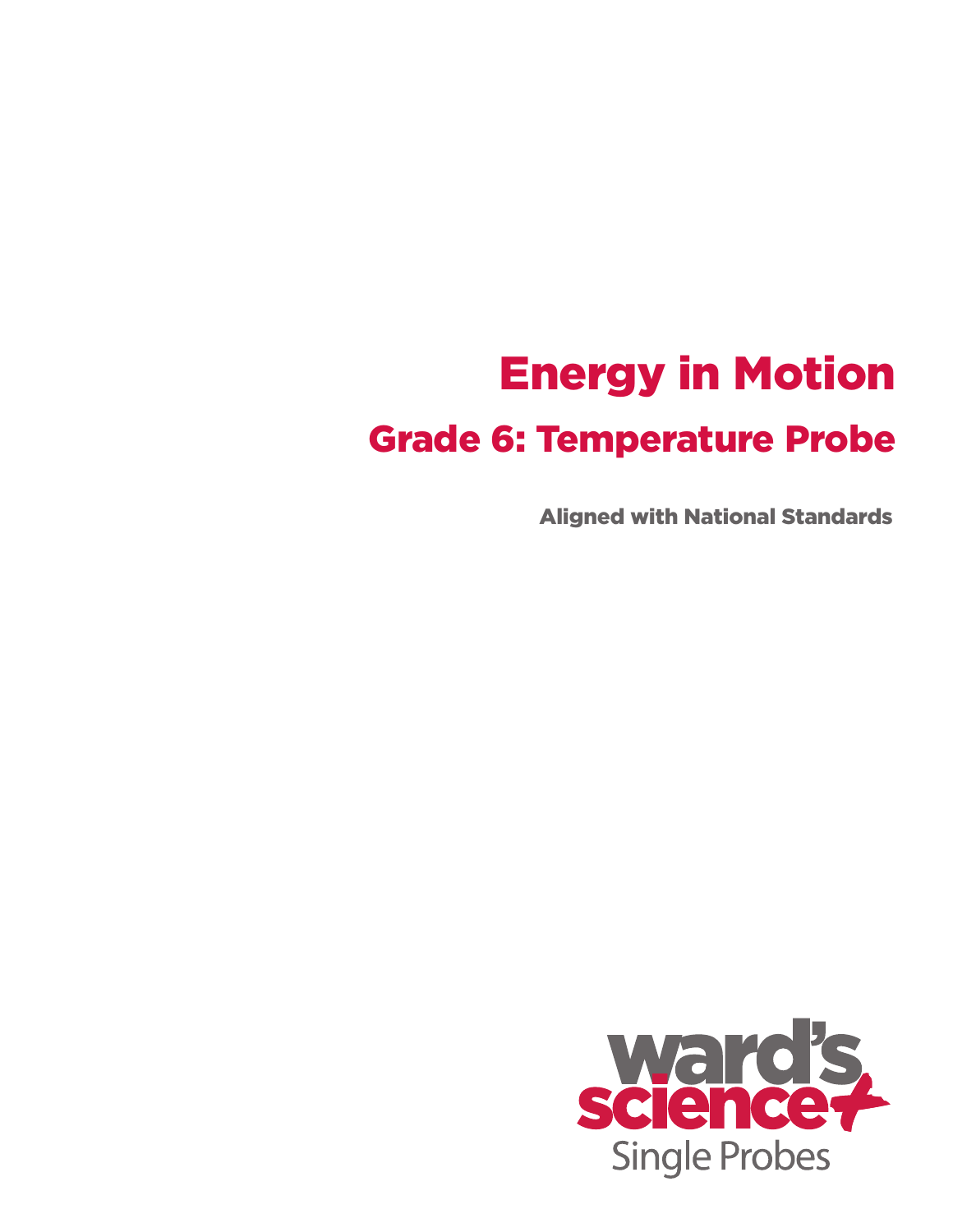# Energy in Motion

## Grade 6: Temperature Probe

**Aligned with National Standards**

ward's science+

Single Probes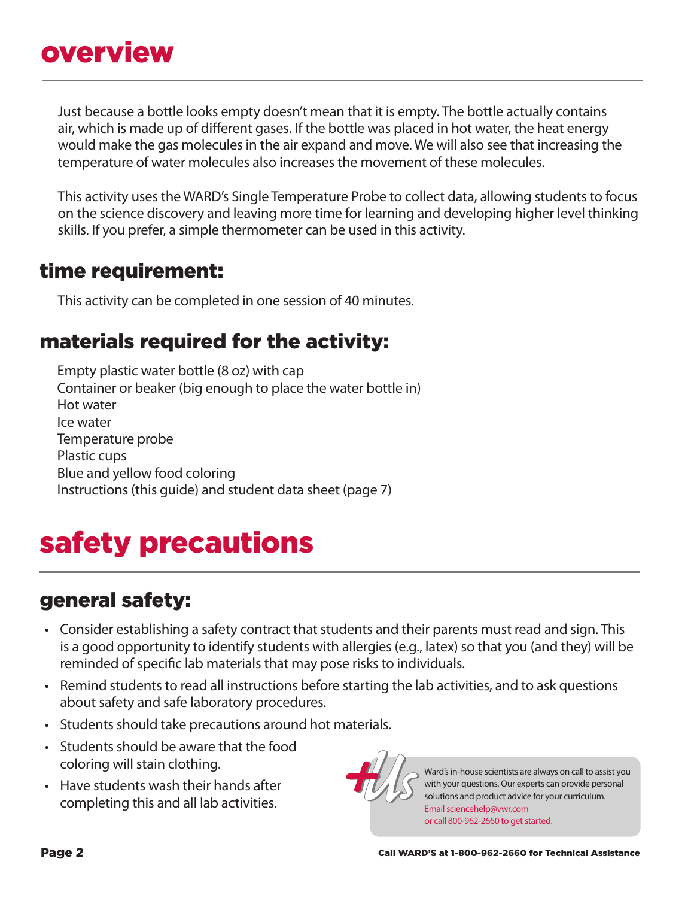# overview

Just because a bottle looks empty doesn't mean that it is empty. The bottle actually contains air, which is made up of different gases. If the bottle was placed in hot water, the heat energy would make the gas molecules in the air expand and move. We will also see that increasing the temperature of water molecules also increases the movement of these molecules.

This activity uses the WARD's Single Temperature Probe to collect data, allowing students to focus on the science discovery and leaving more time for learning and developing higher level thinking skills. If you prefer, a simple thermometer can be used in this activity.

## time requirement:

This activity can be completed in one session of 40 minutes.

## materials required for the activity:

Empty plastic water bottle (8 oz) with cap
Container or beaker (big enough to place the water bottle in)
Hot water
Ice water
Temperature probe
Plastic cups
Blue and yellow food coloring
Instructions (this guide) and student data sheet (page 7)

# safety precautions

## general safety:

- Consider establishing a safety contract that students and their parents must read and sign. This is a good opportunity to identify students with allergies (e.g., latex) so that you (and they) will be reminded of specific lab materials that may pose risks to individuals.
- Remind students to read all instructions before starting the lab activities, and to ask questions about safety and safe laboratory procedures.
- Students should take precautions around hot materials.
- Students should be aware that the food coloring will stain clothing.
- Have students wash their hands after completing this and all lab activities.

+Us

Ward's in-house scientists are always on call to assist you with your questions. Our experts can provide personal solutions and product advice for your curriculum. Email sciencehelp@vwr.com or call 800-962-2660 to get started.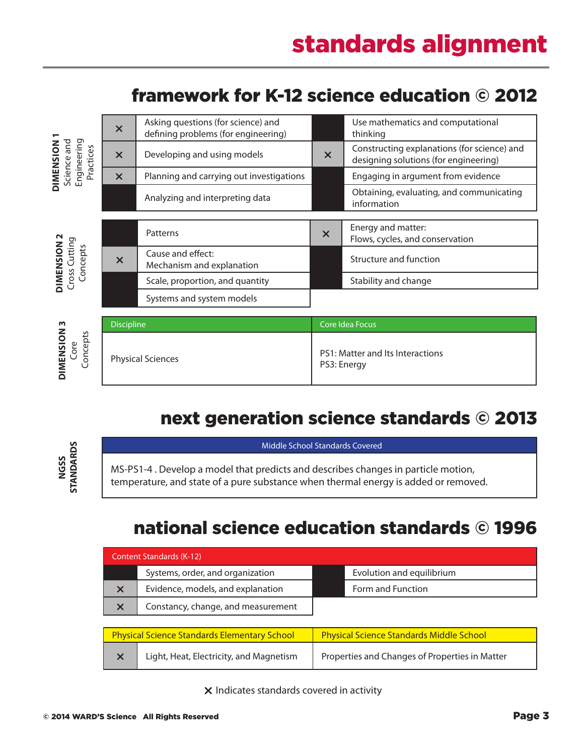# standards alignment

## framework for K-12 science education © 2012

**DIMENSION 1** Science and Engineering Practices

| | | | |
|---|---|---|---|
| × | Asking questions (for science) and defining problems (for engineering) | | Use mathematics and computational thinking |
| × | Developing and using models | × | Constructing explanations (for science) and designing solutions (for engineering) |
| × | Planning and carrying out investigations | | Engaging in argument from evidence |
| | Analyzing and interpreting data | | Obtaining, evaluating, and communicating information |

**DIMENSION 2** Cross Cutting Concepts

| | | | |
|---|---|---|---|
| | Patterns | × | Energy and matter: Flows, cycles, and conservation |
| × | Cause and effect: Mechanism and explanation | | Structure and function |
| | Scale, proportion, and quantity | | Stability and change |
| | Systems and system models | | |

**DIMENSION 3** Core Concepts

| Discipline | Core Idea Focus |
|---|---|
| Physical Sciences | PS1: Matter and Its Interactions<br>PS3: Energy |

## next generation science standards © 2013

**NGSS STANDARDS**

| Middle School Standards Covered |
|---|
| MS-PS1-4 . Develop a model that predicts and describes changes in particle motion, temperature, and state of a pure substance when thermal energy is added or removed. |

## national science education standards © 1996

| Content Standards (K-12) | | | |
|---|---|---|---|
| | Systems, order, and organization | | Evolution and equilibrium |
| × | Evidence, models, and explanation | | Form and Function |
| × | Constancy, change, and measurement | | |

| Physical Science Standards Elementary School | | Physical Science Standards Middle School |
|---|---|---|
| × | Light, Heat, Electricity, and Magnetism | Properties and Changes of Properties in Matter |

× Indicates standards covered in activity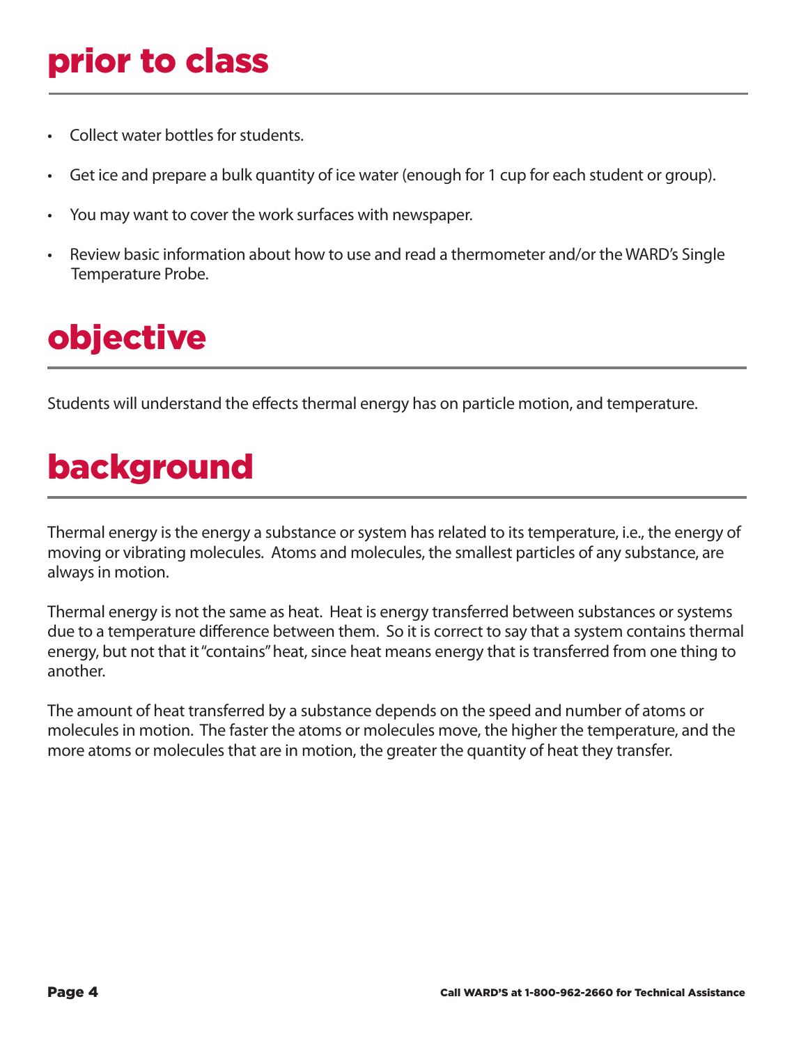## prior to class

- Collect water bottles for students.
- Get ice and prepare a bulk quantity of ice water (enough for 1 cup for each student or group).
- You may want to cover the work surfaces with newspaper.
- Review basic information about how to use and read a thermometer and/or the WARD's Single Temperature Probe.

## objective

Students will understand the effects thermal energy has on particle motion, and temperature.

## background

Thermal energy is the energy a substance or system has related to its temperature, i.e., the energy of moving or vibrating molecules. Atoms and molecules, the smallest particles of any substance, are always in motion.

Thermal energy is not the same as heat. Heat is energy transferred between substances or systems due to a temperature difference between them. So it is correct to say that a system contains thermal energy, but not that it "contains" heat, since heat means energy that is transferred from one thing to another.

The amount of heat transferred by a substance depends on the speed and number of atoms or molecules in motion. The faster the atoms or molecules move, the higher the temperature, and the more atoms or molecules that are in motion, the greater the quantity of heat they transfer.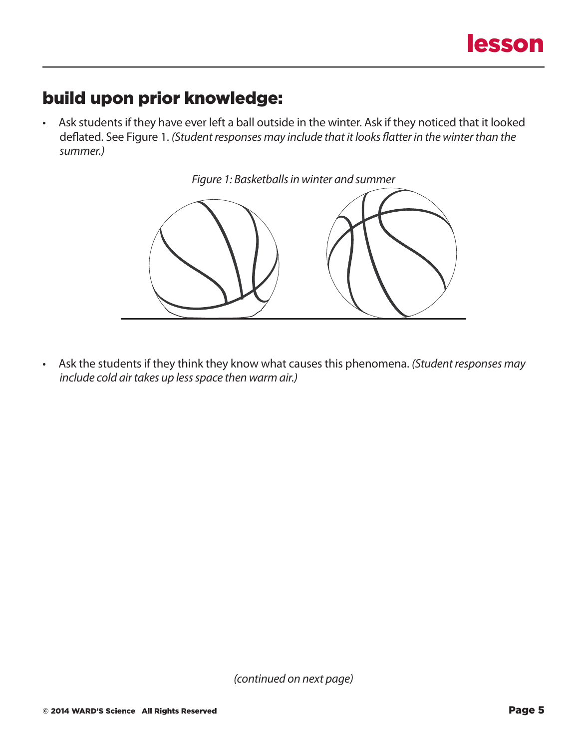## build upon prior knowledge:

- Ask students if they have ever left a ball outside in the winter. Ask if they noticed that it looked deflated. See Figure 1. *(Student responses may include that it looks flatter in the winter than the summer.)*

*Figure 1: Basketballs in winter and summer*

- Ask the students if they think they know what causes this phenomena. *(Student responses may include cold air takes up less space then warm air.)*

*(continued on next page)*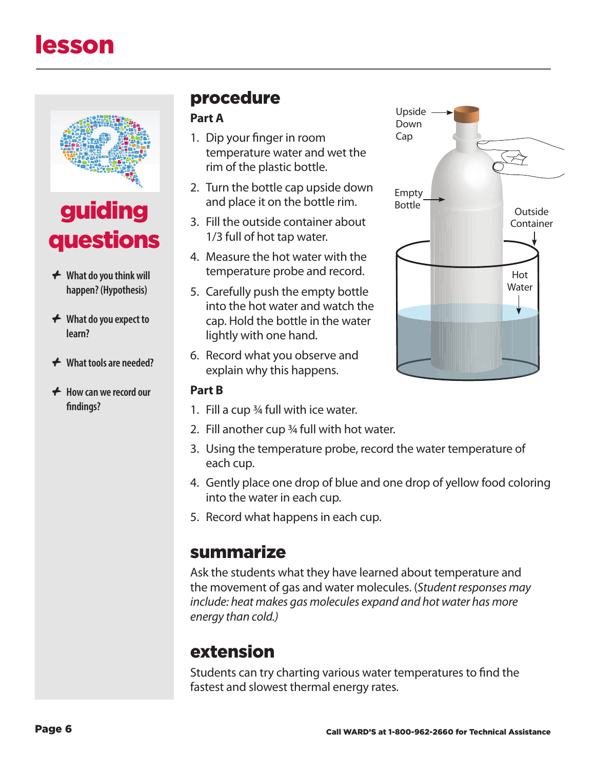# lesson

## guiding questions

- What do you think will happen? (Hypothesis)
- What do you expect to learn?
- What tools are needed?
- How can we record our findings?

## procedure

**Part A**

1. Dip your finger in room temperature water and wet the rim of the plastic bottle.
2. Turn the bottle cap upside down and place it on the bottle rim.
3. Fill the outside container about 1/3 full of hot tap water.
4. Measure the hot water with the temperature probe and record.
5. Carefully push the empty bottle into the hot water and watch the cap. Hold the bottle in the water lightly with one hand.
6. Record what you observe and explain why this happens.

Upside Down Cap

Empty Bottle

Outside Container

Hot Water

**Part B**

1. Fill a cup ¾ full with ice water.
2. Fill another cup ¾ full with hot water.
3. Using the temperature probe, record the water temperature of each cup.
4. Gently place one drop of blue and one drop of yellow food coloring into the water in each cup.
5. Record what happens in each cup.

## summarize

Ask the students what they have learned about temperature and the movement of gas and water molecules. (*Student responses may include: heat makes gas molecules expand and hot water has more energy than cold.)*

## extension

Students can try charting various water temperatures to find the fastest and slowest thermal energy rates.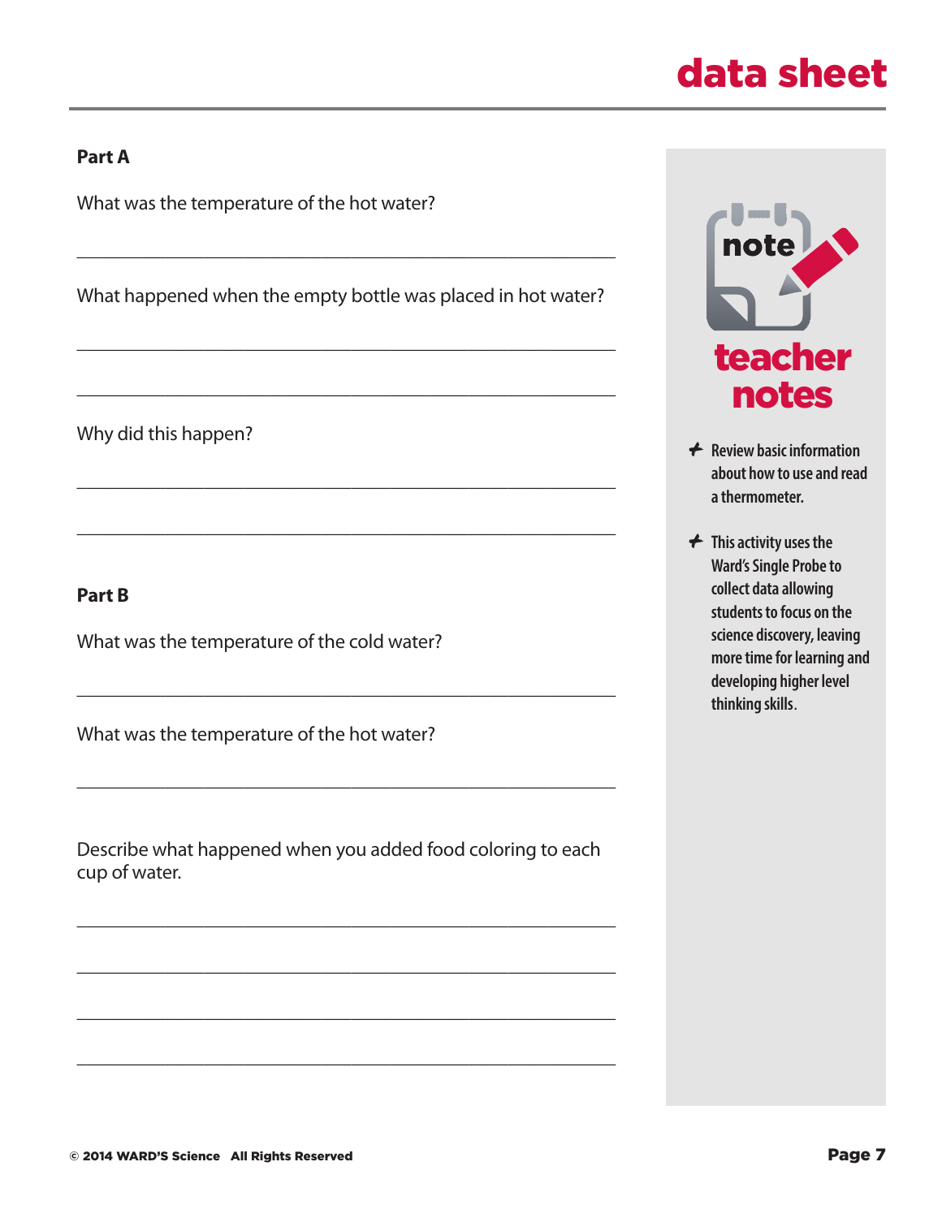# data sheet

## Part A

What was the temperature of the hot water?

_______________________________________________

What happened when the empty bottle was placed in hot water?

_______________________________________________

_______________________________________________

Why did this happen?

_______________________________________________

_______________________________________________

## Part B

What was the temperature of the cold water?

_______________________________________________

What was the temperature of the hot water?

_______________________________________________

Describe what happened when you added food coloring to each cup of water.

_______________________________________________

_______________________________________________

_______________________________________________

_______________________________________________

### teacher notes

- Review basic information about how to use and read a thermometer.
- This activity uses the Ward's Single Probe to collect data allowing students to focus on the science discovery, leaving more time for learning and developing higher level thinking skills.

© 2014 WARD'S Science All Rights Reserved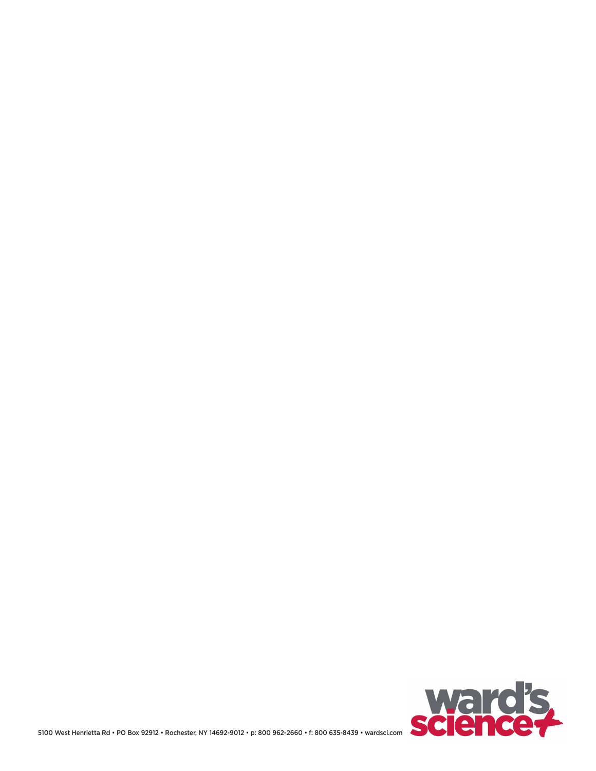5100 West Henrietta Rd • PO Box 92912 • Rochester, NY 14692-9012 • p: 800 962-2660 • f: 800 635-8439 • wardsci.com